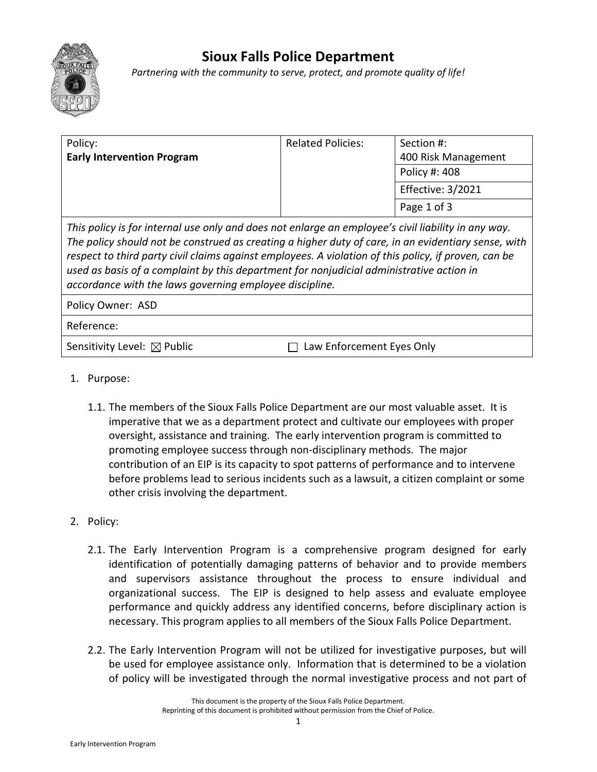# Sioux Falls Police Department

*Partnering with the community to serve, protect, and promote quality of life!*

| Policy: **Early Intervention Program** | Related Policies: | Section #: 400 Risk Management |
|---|---|---|
| | | Policy #: 408 |
| | | Effective: 3/2021 |
| | | Page 1 of 3 |

*This policy is for internal use only and does not enlarge an employee's civil liability in any way. The policy should not be construed as creating a higher duty of care, in an evidentiary sense, with respect to third party civil claims against employees. A violation of this policy, if proven, can be used as basis of a complaint by this department for nonjudicial administrative action in accordance with the laws governing employee discipline.*

Policy Owner: ASD

Reference:

Sensitivity Level: ☒ Public ☐ Law Enforcement Eyes Only

1. Purpose:

   1.1. The members of the Sioux Falls Police Department are our most valuable asset. It is imperative that we as a department protect and cultivate our employees with proper oversight, assistance and training. The early intervention program is committed to promoting employee success through non-disciplinary methods. The major contribution of an EIP is its capacity to spot patterns of performance and to intervene before problems lead to serious incidents such as a lawsuit, a citizen complaint or some other crisis involving the department.

2. Policy:

   2.1. The Early Intervention Program is a comprehensive program designed for early identification of potentially damaging patterns of behavior and to provide members and supervisors assistance throughout the process to ensure individual and organizational success. The EIP is designed to help assess and evaluate employee performance and quickly address any identified concerns, before disciplinary action is necessary. This program applies to all members of the Sioux Falls Police Department.

   2.2. The Early Intervention Program will not be utilized for investigative purposes, but will be used for employee assistance only. Information that is determined to be a violation of policy will be investigated through the normal investigative process and not part of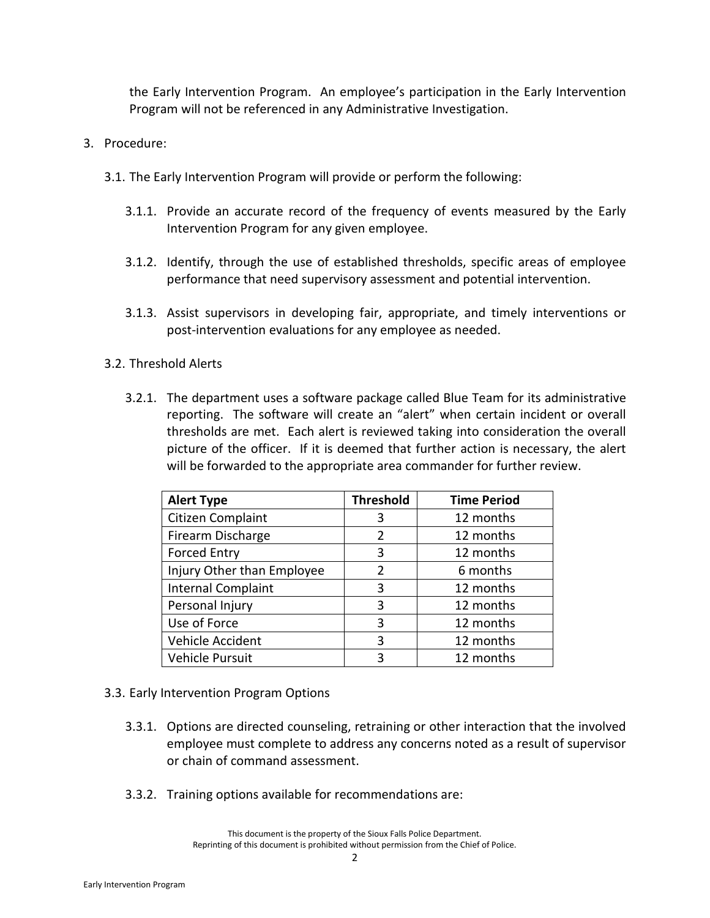the Early Intervention Program. An employee's participation in the Early Intervention Program will not be referenced in any Administrative Investigation.

3. Procedure:

3.1. The Early Intervention Program will provide or perform the following:

3.1.1. Provide an accurate record of the frequency of events measured by the Early Intervention Program for any given employee.

3.1.2. Identify, through the use of established thresholds, specific areas of employee performance that need supervisory assessment and potential intervention.

3.1.3. Assist supervisors in developing fair, appropriate, and timely interventions or post-intervention evaluations for any employee as needed.

3.2. Threshold Alerts

3.2.1. The department uses a software package called Blue Team for its administrative reporting. The software will create an "alert" when certain incident or overall thresholds are met. Each alert is reviewed taking into consideration the overall picture of the officer. If it is deemed that further action is necessary, the alert will be forwarded to the appropriate area commander for further review.

| Alert Type | Threshold | Time Period |
|---|---|---|
| Citizen Complaint | 3 | 12 months |
| Firearm Discharge | 2 | 12 months |
| Forced Entry | 3 | 12 months |
| Injury Other than Employee | 2 | 6 months |
| Internal Complaint | 3 | 12 months |
| Personal Injury | 3 | 12 months |
| Use of Force | 3 | 12 months |
| Vehicle Accident | 3 | 12 months |
| Vehicle Pursuit | 3 | 12 months |

3.3. Early Intervention Program Options

3.3.1. Options are directed counseling, retraining or other interaction that the involved employee must complete to address any concerns noted as a result of supervisor or chain of command assessment.

3.3.2. Training options available for recommendations are:

This document is the property of the Sioux Falls Police Department.
Reprinting of this document is prohibited without permission from the Chief of Police.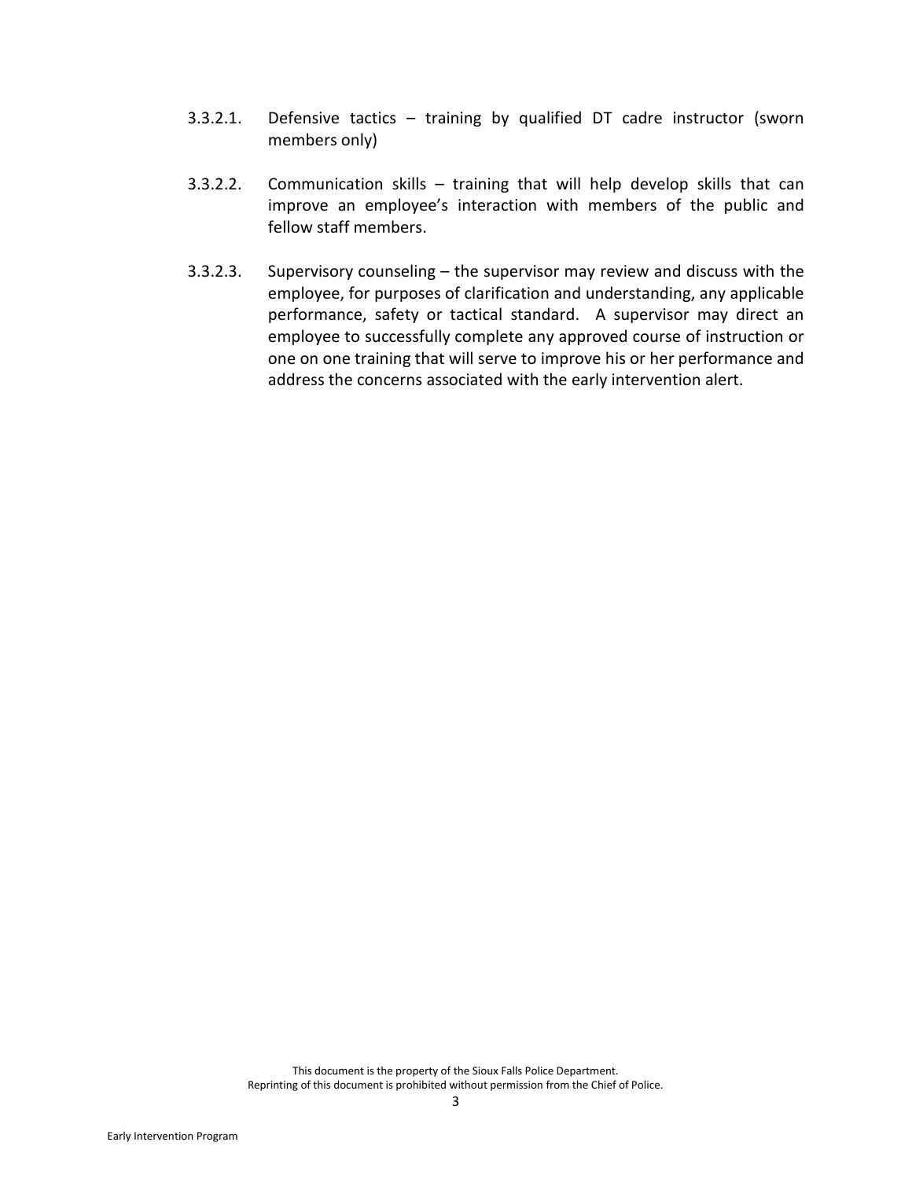3.3.2.1. Defensive tactics – training by qualified DT cadre instructor (sworn members only)

3.3.2.2. Communication skills – training that will help develop skills that can improve an employee's interaction with members of the public and fellow staff members.

3.3.2.3. Supervisory counseling – the supervisor may review and discuss with the employee, for purposes of clarification and understanding, any applicable performance, safety or tactical standard. A supervisor may direct an employee to successfully complete any approved course of instruction or one on one training that will serve to improve his or her performance and address the concerns associated with the early intervention alert.